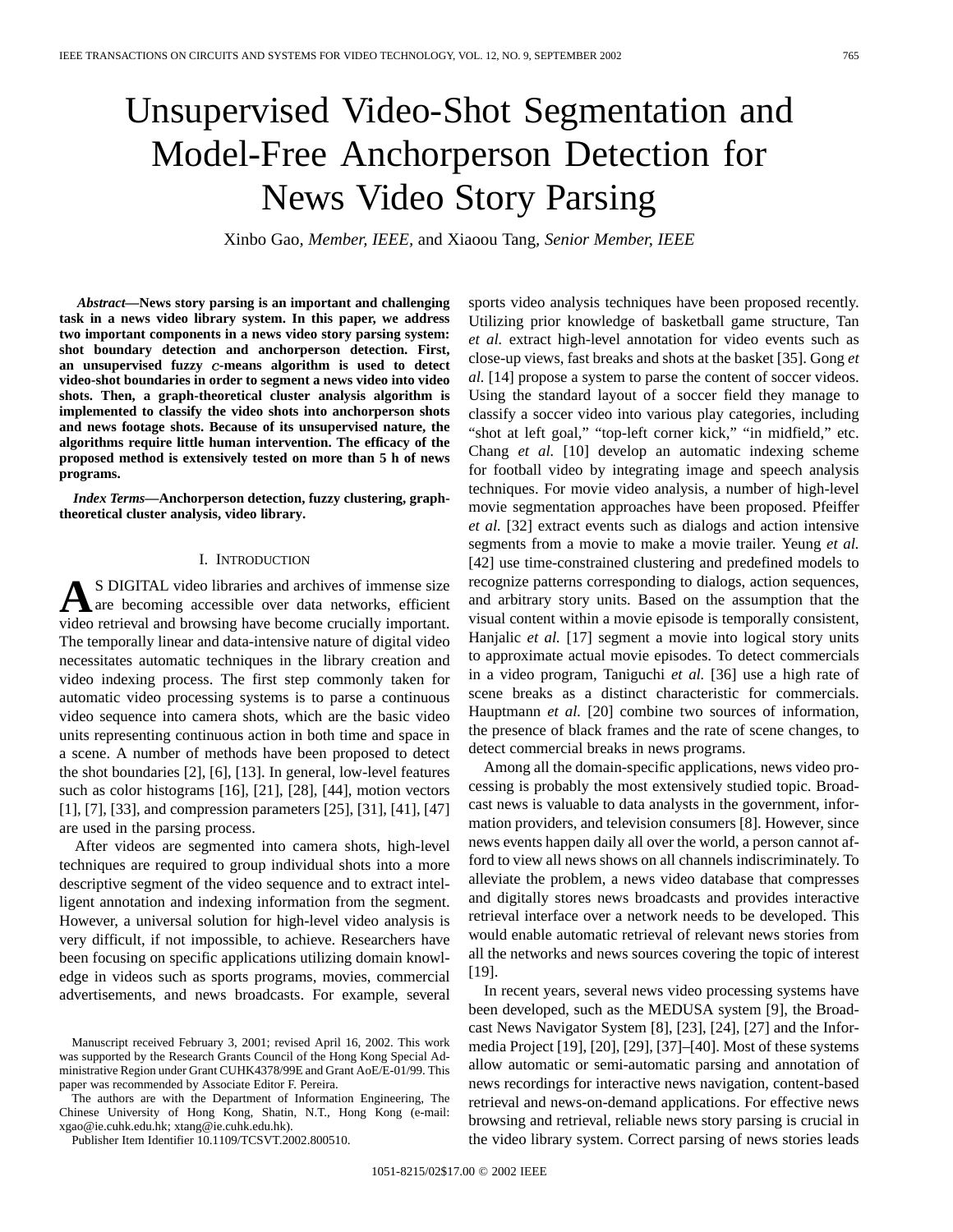# Unsupervised Video-Shot Segmentation and Model-Free Anchorperson Detection for News Video Story Parsing

Xinbo Gao, *Member, IEEE,* and Xiaoou Tang, *Senior Member, IEEE*

***Abstract*—News story parsing is an important and challenging task in a news video library system. In this paper, we address two important components in a news video story parsing system: shot boundary detection and anchorperson detection. First, an unsupervised fuzzy $c$-means algorithm is used to detect video-shot boundaries in order to segment a news video into video shots. Then, a graph-theoretical cluster analysis algorithm is implemented to classify the video shots into anchorperson shots and news footage shots. Because of its unsupervised nature, the algorithms require little human intervention. The efficacy of the proposed method is extensively tested on more than 5 h of news programs.**

***Index Terms*—Anchorperson detection, fuzzy clustering, graph-theoretical cluster analysis, video library.**

## I. Introduction

As DIGITAL video libraries and archives of immense size are becoming accessible over data networks, efficient video retrieval and browsing have become crucially important. The temporally linear and data-intensive nature of digital video necessitates automatic techniques in the library creation and video indexing process. The first step commonly taken for automatic video processing systems is to parse a continuous video sequence into camera shots, which are the basic video units representing continuous action in both time and space in a scene. A number of methods have been proposed to detect the shot boundaries [2], [6], [13]. In general, low-level features such as color histograms [16], [21], [28], [44], motion vectors [1], [7], [33], and compression parameters [25], [31], [41], [47] are used in the parsing process.

After videos are segmented into camera shots, high-level techniques are required to group individual shots into a more descriptive segment of the video sequence and to extract intelligent annotation and indexing information from the segment. However, a universal solution for high-level video analysis is very difficult, if not impossible, to achieve. Researchers have been focusing on specific applications utilizing domain knowledge in videos such as sports programs, movies, commercial advertisements, and news broadcasts. For example, several sports video analysis techniques have been proposed recently. Utilizing prior knowledge of basketball game structure, Tan *et al.* extract high-level annotation for video events such as close-up views, fast breaks and shots at the basket [35]. Gong *et al.* [14] propose a system to parse the content of soccer videos. Using the standard layout of a soccer field they manage to classify a soccer video into various play categories, including "shot at left goal," "top-left corner kick," "in midfield," etc. Chang *et al.* [10] develop an automatic indexing scheme for football video by integrating image and speech analysis techniques. For movie video analysis, a number of high-level movie segmentation approaches have been proposed. Pfeiffer *et al.* [32] extract events such as dialogs and action intensive segments from a movie to make a movie trailer. Yeung *et al.* [42] use time-constrained clustering and predefined models to recognize patterns corresponding to dialogs, action sequences, and arbitrary story units. Based on the assumption that the visual content within a movie episode is temporally consistent, Hanjalic *et al.* [17] segment a movie into logical story units to approximate actual movie episodes. To detect commercials in a video program, Taniguchi *et al.* [36] use a high rate of scene breaks as a distinct characteristic for commercials. Hauptmann *et al.* [20] combine two sources of information, the presence of black frames and the rate of scene changes, to detect commercial breaks in news programs.

Among all the domain-specific applications, news video processing is probably the most extensively studied topic. Broadcast news is valuable to data analysts in the government, information providers, and television consumers [8]. However, since news events happen daily all over the world, a person cannot afford to view all news shows on all channels indiscriminately. To alleviate the problem, a news video database that compresses and digitally stores news broadcasts and provides interactive retrieval interface over a network needs to be developed. This would enable automatic retrieval of relevant news stories from all the networks and news sources covering the topic of interest [19].

In recent years, several news video processing systems have been developed, such as the MEDUSA system [9], the Broadcast News Navigator System [8], [23], [24], [27] and the Informedia Project [19], [20], [29], [37]–[40]. Most of these systems allow automatic or semi-automatic parsing and annotation of news recordings for interactive news navigation, content-based retrieval and news-on-demand applications. For effective news browsing and retrieval, reliable news story parsing is crucial in the video library system. Correct parsing of news stories leads

Manuscript received February 3, 2001; revised April 16, 2002. This work was supported by the Research Grants Council of the Hong Kong Special Administrative Region under Grant CUHK4378/99E and Grant AoE/E-01/99. This paper was recommended by Associate Editor F. Pereira.

The authors are with the Department of Information Engineering, The Chinese University of Hong Kong, Shatin, N.T., Hong Kong (e-mail: xgao@ie.cuhk.edu.hk; xtang@ie.cuhk.edu.hk).

Publisher Item Identifier 10.1109/TCSVT.2002.800510.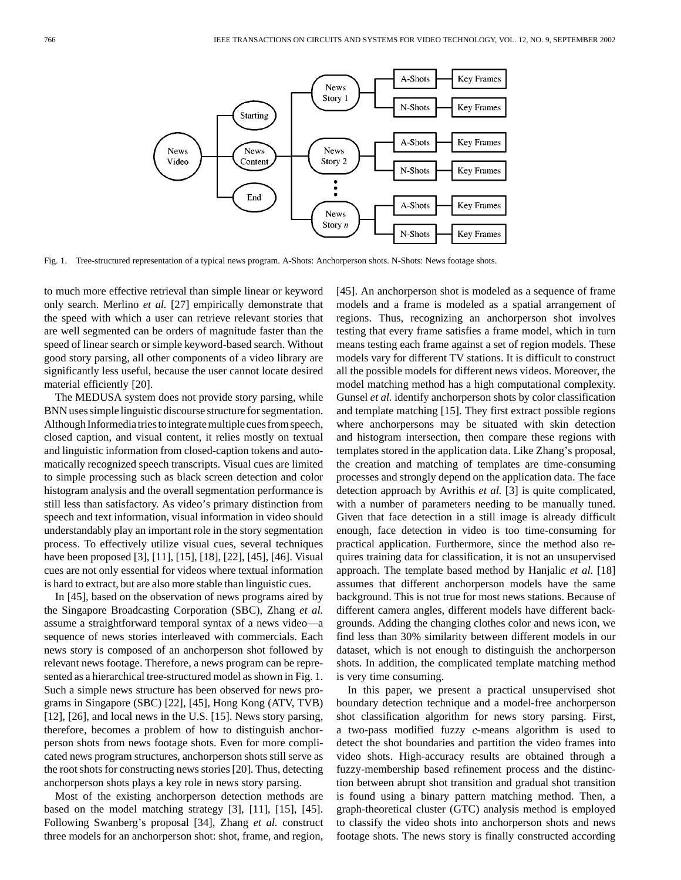Fig. 1. Tree-structured representation of a typical news program. A-Shots: Anchorperson shots. N-Shots: News footage shots.

to much more effective retrieval than simple linear or keyword only search. Merlino *et al.* [27] empirically demonstrate that the speed with which a user can retrieve relevant stories that are well segmented can be orders of magnitude faster than the speed of linear search or simple keyword-based search. Without good story parsing, all other components of a video library are significantly less useful, because the user cannot locate desired material efficiently [20].

The MEDUSA system does not provide story parsing, while BNN uses simple linguistic discourse structure for segmentation. Although Informedia tries to integrate multiple cues from speech, closed caption, and visual content, it relies mostly on textual and linguistic information from closed-caption tokens and automatically recognized speech transcripts. Visual cues are limited to simple processing such as black screen detection and color histogram analysis and the overall segmentation performance is still less than satisfactory. As video's primary distinction from speech and text information, visual information in video should understandably play an important role in the story segmentation process. To effectively utilize visual cues, several techniques have been proposed [3], [11], [15], [18], [22], [45], [46]. Visual cues are not only essential for videos where textual information is hard to extract, but are also more stable than linguistic cues.

In [45], based on the observation of news programs aired by the Singapore Broadcasting Corporation (SBC), Zhang *et al.* assume a straightforward temporal syntax of a news video—a sequence of news stories interleaved with commercials. Each news story is composed of an anchorperson shot followed by relevant news footage. Therefore, a news program can be represented as a hierarchical tree-structured model as shown in Fig. 1. Such a simple news structure has been observed for news programs in Singapore (SBC) [22], [45], Hong Kong (ATV, TVB) [12], [26], and local news in the U.S. [15]. News story parsing, therefore, becomes a problem of how to distinguish anchorperson shots from news footage shots. Even for more complicated news program structures, anchorperson shots still serve as the root shots for constructing news stories [20]. Thus, detecting anchorperson shots plays a key role in news story parsing.

Most of the existing anchorperson detection methods are based on the model matching strategy [3], [11], [15], [45]. Following Swanberg's proposal [34], Zhang *et al.* construct three models for an anchorperson shot: shot, frame, and region, [45]. An anchorperson shot is modeled as a sequence of frame models and a frame is modeled as a spatial arrangement of regions. Thus, recognizing an anchorperson shot involves testing that every frame satisfies a frame model, which in turn means testing each frame against a set of region models. These models vary for different TV stations. It is difficult to construct all the possible models for different news videos. Moreover, the model matching method has a high computational complexity. Gunsel *et al.* identify anchorperson shots by color classification and template matching [15]. They first extract possible regions where anchorpersons may be situated with skin detection and histogram intersection, then compare these regions with templates stored in the application data. Like Zhang's proposal, the creation and matching of templates are time-consuming processes and strongly depend on the application data. The face detection approach by Avrithis *et al.* [3] is quite complicated, with a number of parameters needing to be manually tuned. Given that face detection in a still image is already difficult enough, face detection in video is too time-consuming for practical application. Furthermore, since the method also requires training data for classification, it is not an unsupervised approach. The template based method by Hanjalic *et al.* [18] assumes that different anchorperson models have the same background. This is not true for most news stations. Because of different camera angles, different models have different backgrounds. Adding the changing clothes color and news icon, we find less than 30% similarity between different models in our dataset, which is not enough to distinguish the anchorperson shots. In addition, the complicated template matching method is very time consuming.

In this paper, we present a practical unsupervised shot boundary detection technique and a model-free anchorperson shot classification algorithm for news story parsing. First, a two-pass modified fuzzy $c$-means algorithm is used to detect the shot boundaries and partition the video frames into video shots. High-accuracy results are obtained through a fuzzy-membership based refinement process and the distinction between abrupt shot transition and gradual shot transition is found using a binary pattern matching method. Then, a graph-theoretical cluster (GTC) analysis method is employed to classify the video shots into anchorperson shots and news footage shots. The news story is finally constructed according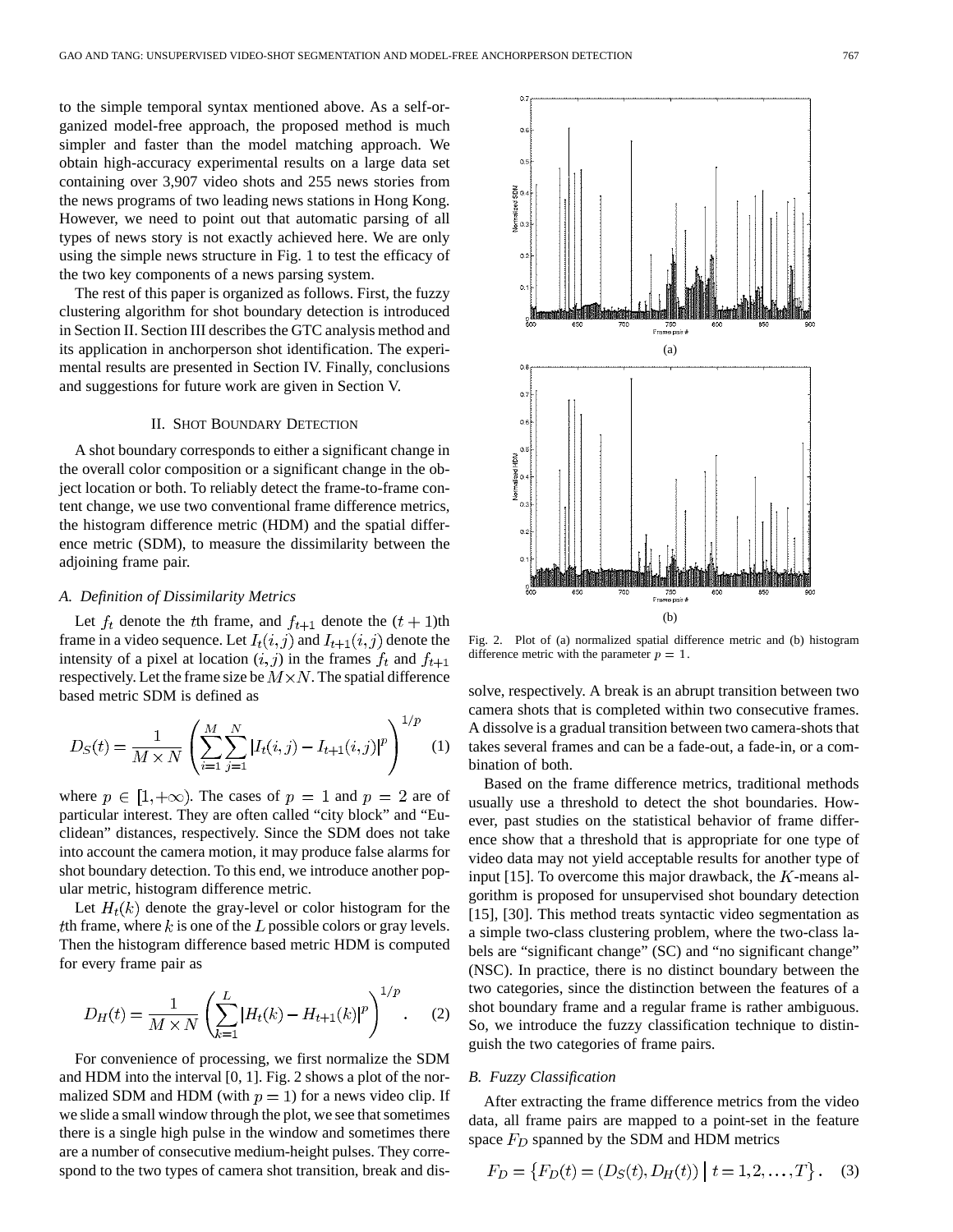to the simple temporal syntax mentioned above. As a self-organized model-free approach, the proposed method is much simpler and faster than the model matching approach. We obtain high-accuracy experimental results on a large data set containing over 3,907 video shots and 255 news stories from the news programs of two leading news stations in Hong Kong. However, we need to point out that automatic parsing of all types of news story is not exactly achieved here. We are only using the simple news structure in Fig. 1 to test the efficacy of the two key components of a news parsing system.

The rest of this paper is organized as follows. First, the fuzzy clustering algorithm for shot boundary detection is introduced in Section II. Section III describes the GTC analysis method and its application in anchorperson shot identification. The experimental results are presented in Section IV. Finally, conclusions and suggestions for future work are given in Section V.

## II. Shot Boundary Detection

A shot boundary corresponds to either a significant change in the overall color composition or a significant change in the object location or both. To reliably detect the frame-to-frame content change, we use two conventional frame difference metrics, the histogram difference metric (HDM) and the spatial difference metric (SDM), to measure the dissimilarity between the adjoining frame pair.

### A. Definition of Dissimilarity Metrics

Let $f_t$ denote the $t$th frame, and $f_{t+1}$ denote the $(t+1)$th frame in a video sequence. Let $I_t(i,j)$ and $I_{t+1}(i,j)$ denote the intensity of a pixel at location $(i,j)$ in the frames $f_t$ and $f_{t+1}$ respectively. Let the frame size be $M \times N$. The spatial difference based metric SDM is defined as

$$D_S(t) = \frac{1}{M \times N}\left(\sum_{i=1}^{M}\sum_{j=1}^{N}\left|I_t(i,j) - I_{t+1}(i,j)\right|^p\right)^{1/p} \quad (1)$$

where $p \in [1, +\infty)$. The cases of $p = 1$ and $p = 2$ are of particular interest. They are often called "city block" and "Euclidean" distances, respectively. Since the SDM does not take into account the camera motion, it may produce false alarms for shot boundary detection. To this end, we introduce another popular metric, histogram difference metric.

Let $H_t(k)$ denote the gray-level or color histogram for the $t$th frame, where $k$ is one of the $L$ possible colors or gray levels. Then the histogram difference based metric HDM is computed for every frame pair as

$$D_H(t) = \frac{1}{M \times N}\left(\sum_{k=1}^{L}\left|H_t(k) - H_{t+1}(k)\right|^p\right)^{1/p}. \quad (2)$$

For convenience of processing, we first normalize the SDM and HDM into the interval [0, 1]. Fig. 2 shows a plot of the normalized SDM and HDM (with $p = 1$) for a news video clip. If we slide a small window through the plot, we see that sometimes there is a single high pulse in the window and sometimes there are a number of consecutive medium-height pulses. They correspond to the two types of camera shot transition, break and dissolve, respectively. A break is an abrupt transition between two camera shots that is completed within two consecutive frames. A dissolve is a gradual transition between two camera-shots that takes several frames and can be a fade-out, a fade-in, or a combination of both.

(a)

(b)

Fig. 2. Plot of (a) normalized spatial difference metric and (b) histogram difference metric with the parameter $p = 1$.

Based on the frame difference metrics, traditional methods usually use a threshold to detect the shot boundaries. However, past studies on the statistical behavior of frame difference show that a threshold that is appropriate for one type of video data may not yield acceptable results for another type of input [15]. To overcome this major drawback, the $K$-means algorithm is proposed for unsupervised shot boundary detection [15], [30]. This method treats syntactic video segmentation as a simple two-class clustering problem, where the two-class labels are "significant change" (SC) and "no significant change" (NSC). In practice, there is no distinct boundary between the two categories, since the distinction between the features of a shot boundary frame and a regular frame is rather ambiguous. So, we introduce the fuzzy classification technique to distinguish the two categories of frame pairs.

### B. Fuzzy Classification

After extracting the frame difference metrics from the video data, all frame pairs are mapped to a point-set in the feature space $F_D$ spanned by the SDM and HDM metrics

$$F_D = \left\{F_D(t) = (D_S(t), D_H(t)) \,\middle|\, t = 1, 2, \ldots, T\right\}. \quad (3)$$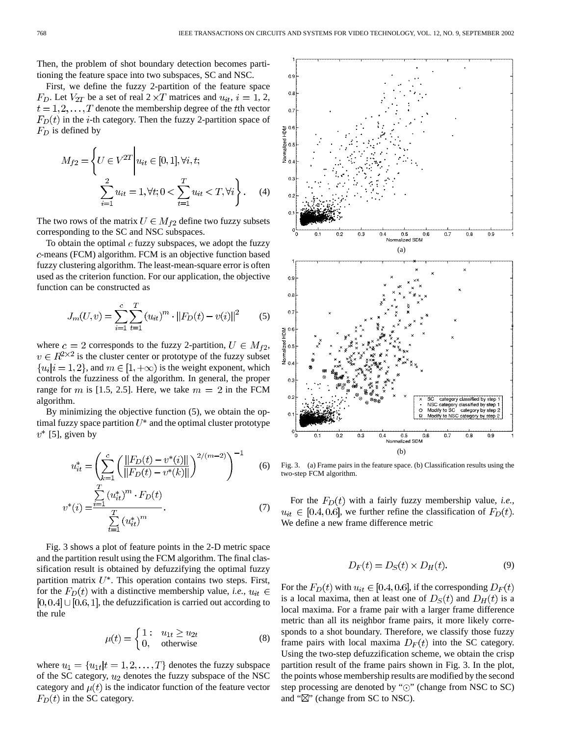Then, the problem of shot boundary detection becomes partitioning the feature space into two subspaces, SC and NSC.

First, we define the fuzzy 2-partition of the feature space $F_D$. Let $V_{2T}$ be a set of real $2 \times T$ matrices and $u_{it}$, $i = 1, 2$, $t = 1, 2, \ldots, T$ denote the membership degree of the $t$th vector $F_D(t)$ in the $i$-th category. Then the fuzzy 2-partition space of $F_D$ is defined by

$$M_{f2} = \left\{ U \in V^{2T} \middle| u_{it} \in [0,1], \forall i, t; \sum_{i=1}^{2} u_{it} = 1, \forall t; 0 < \sum_{t=1}^{T} u_{it} < T, \forall i \right\}. \quad (4)$$

The two rows of the matrix $U \in M_{f2}$ define two fuzzy subsets corresponding to the SC and NSC subspaces.

To obtain the optimal $c$ fuzzy subspaces, we adopt the fuzzy $c$-means (FCM) algorithm. FCM is an objective function based fuzzy clustering algorithm. The least-mean-square error is often used as the criterion function. For our application, the objective function can be constructed as

$$J_m(U, v) = \sum_{i=1}^{c} \sum_{t=1}^{T} (u_{it})^m \cdot \|F_D(t) - v(i)\|^2 \quad (5)$$

where $c = 2$ corresponds to the fuzzy 2-partition, $U \in M_{f2}$, $v \in R^{2\times 2}$ is the cluster center or prototype of the fuzzy subset $\{u_i | i = 1, 2\}$, and $m \in [1, +\infty)$ is the weight exponent, which controls the fuzziness of the algorithm. In general, the proper range for $m$ is [1.5, 2.5]. Here, we take $m = 2$ in the FCM algorithm.

By minimizing the objective function (5), we obtain the optimal fuzzy space partition $U^*$ and the optimal cluster prototype $v^*$ [5], given by

$$u_{it}^* = \left( \sum_{k=1}^{c} \left( \frac{\|F_D(t) - v^*(i)\|}{\|F_D(t) - v^*(k)\|} \right)^{2/(m-2)} \right)^{-1} \quad (6)$$

$$v^*(i) = \frac{\sum_{i=1}^{T} (u_{it}^*)^m \cdot F_D(t)}{\sum_{t=1}^{T} (u_{it}^*)^m}. \quad (7)$$

Fig. 3 shows a plot of feature points in the 2-D metric space and the partition result using the FCM algorithm. The final classification result is obtained by defuzzifying the optimal fuzzy partition matrix $U^*$. This operation contains two steps. First, for the $F_D(t)$ with a distinctive membership value, *i.e.*, $u_{it} \in [0, 0.4] \cup [0.6, 1]$, the defuzzification is carried out according to the rule

$$\mu(t) = \begin{cases} 1: & u_{1t} \geq u_{2t} \\ 0, & \text{otherwise} \end{cases} \quad (8)$$

where $u_1 = \{u_{1t} | t = 1, 2, \ldots, T\}$ denotes the fuzzy subspace of the SC category, $u_2$ denotes the fuzzy subspace of the NSC category and $\mu(t)$ is the indicator function of the feature vector $F_D(t)$ in the SC category.

Fig. 3. (a) Frame pairs in the feature space. (b) Classification results using the two-step FCM algorithm.

For the $F_D(t)$ with a fairly fuzzy membership value, *i.e.*, $u_{it} \in [0.4, 0.6]$, we further refine the classification of $F_D(t)$. We define a new frame difference metric

$$D_F(t) = D_S(t) \times D_H(t). \quad (9)$$

For the $F_D(t)$ with $u_{it} \in [0.4, 0.6]$, if the corresponding $D_F(t)$ is a local maxima, then at least one of $D_S(t)$ and $D_H(t)$ is a local maxima. For a frame pair with a larger frame difference metric than all its neighbor frame pairs, it more likely corresponds to a shot boundary. Therefore, we classify those fuzzy frame pairs with local maxima $D_F(t)$ into the SC category. Using the two-step defuzzification scheme, we obtain the crisp partition result of the frame pairs shown in Fig. 3. In the plot, the points whose membership results are modified by the second step processing are denoted by "$\odot$" (change from NSC to SC) and "$\boxtimes$" (change from SC to NSC).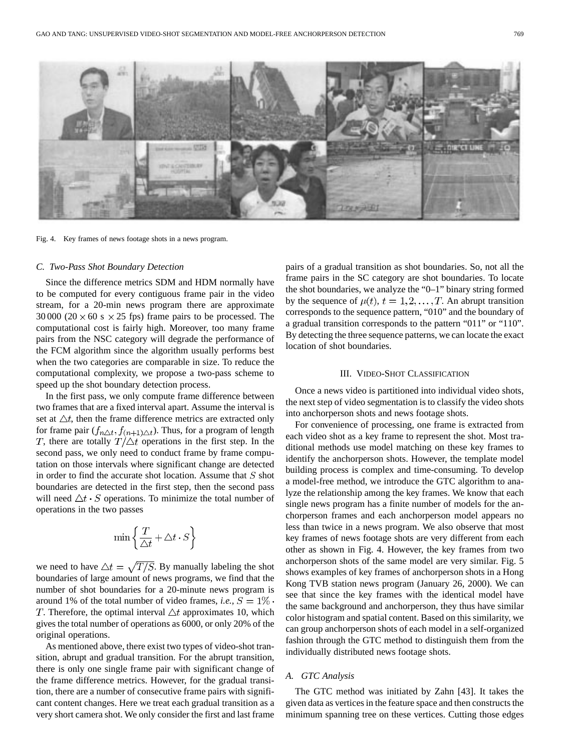Fig. 4. Key frames of news footage shots in a news program.

### C. Two-Pass Shot Boundary Detection

Since the difference metrics SDM and HDM normally have to be computed for every contiguous frame pair in the video stream, for a 20-min news program there are approximate 30 000 ($20 \times 60$ s $\times 25$ fps) frame pairs to be processed. The computational cost is fairly high. Moreover, too many frame pairs from the NSC category will degrade the performance of the FCM algorithm since the algorithm usually performs best when the two categories are comparable in size. To reduce the computational complexity, we propose a two-pass scheme to speed up the shot boundary detection process.

In the first pass, we only compute frame difference between two frames that are a fixed interval apart. Assume the interval is set at $\triangle t$, then the frame difference metrics are extracted only for frame pair $(f_{n\triangle t}, f_{(n+1)\triangle t})$. Thus, for a program of length $T$, there are totally $T/\triangle t$ operations in the first step. In the second pass, we only need to conduct frame by frame computation on those intervals where significant change are detected in order to find the accurate shot location. Assume that $S$ shot boundaries are detected in the first step, then the second pass will need $\triangle t \cdot S$ operations. To minimize the total number of operations in the two passes

$$\min\left\{\frac{T}{\triangle t} + \triangle t \cdot S\right\}$$

we need to have $\triangle t = \sqrt{T/S}$. By manually labeling the shot boundaries of large amount of news programs, we find that the number of shot boundaries for a 20-minute news program is around 1% of the total number of video frames, *i.e.*, $S = 1\% \cdot T$. Therefore, the optimal interval $\triangle t$ approximates 10, which gives the total number of operations as 6000, or only 20% of the original operations.

As mentioned above, there exist two types of video-shot transition, abrupt and gradual transition. For the abrupt transition, there is only one single frame pair with significant change of the frame difference metrics. However, for the gradual transition, there are a number of consecutive frame pairs with significant content changes. Here we treat each gradual transition as a very short camera shot. We only consider the first and last frame pairs of a gradual transition as shot boundaries. So, not all the frame pairs in the SC category are shot boundaries. To locate the shot boundaries, we analyze the "0–1" binary string formed by the sequence of $\mu(t)$, $t = 1, 2, \ldots, T$. An abrupt transition corresponds to the sequence pattern, "010" and the boundary of a gradual transition corresponds to the pattern "011" or "110". By detecting the three sequence patterns, we can locate the exact location of shot boundaries.

## III. Video-Shot Classification

Once a news video is partitioned into individual video shots, the next step of video segmentation is to classify the video shots into anchorperson shots and news footage shots.

For convenience of processing, one frame is extracted from each video shot as a key frame to represent the shot. Most traditional methods use model matching on these key frames to identify the anchorperson shots. However, the template model building process is complex and time-consuming. To develop a model-free method, we introduce the GTC algorithm to analyze the relationship among the key frames. We know that each single news program has a finite number of models for the anchorperson frames and each anchorperson model appears no less than twice in a news program. We also observe that most key frames of news footage shots are very different from each other as shown in Fig. 4. However, the key frames from two anchorperson shots of the same model are very similar. Fig. 5 shows examples of key frames of anchorperson shots in a Hong Kong TVB station news program (January 26, 2000). We can see that since the key frames with the identical model have the same background and anchorperson, they thus have similar color histogram and spatial content. Based on this similarity, we can group anchorperson shots of each model in a self-organized fashion through the GTC method to distinguish them from the individually distributed news footage shots.

### A. GTC Analysis

The GTC method was initiated by Zahn [43]. It takes the given data as vertices in the feature space and then constructs the minimum spanning tree on these vertices. Cutting those edges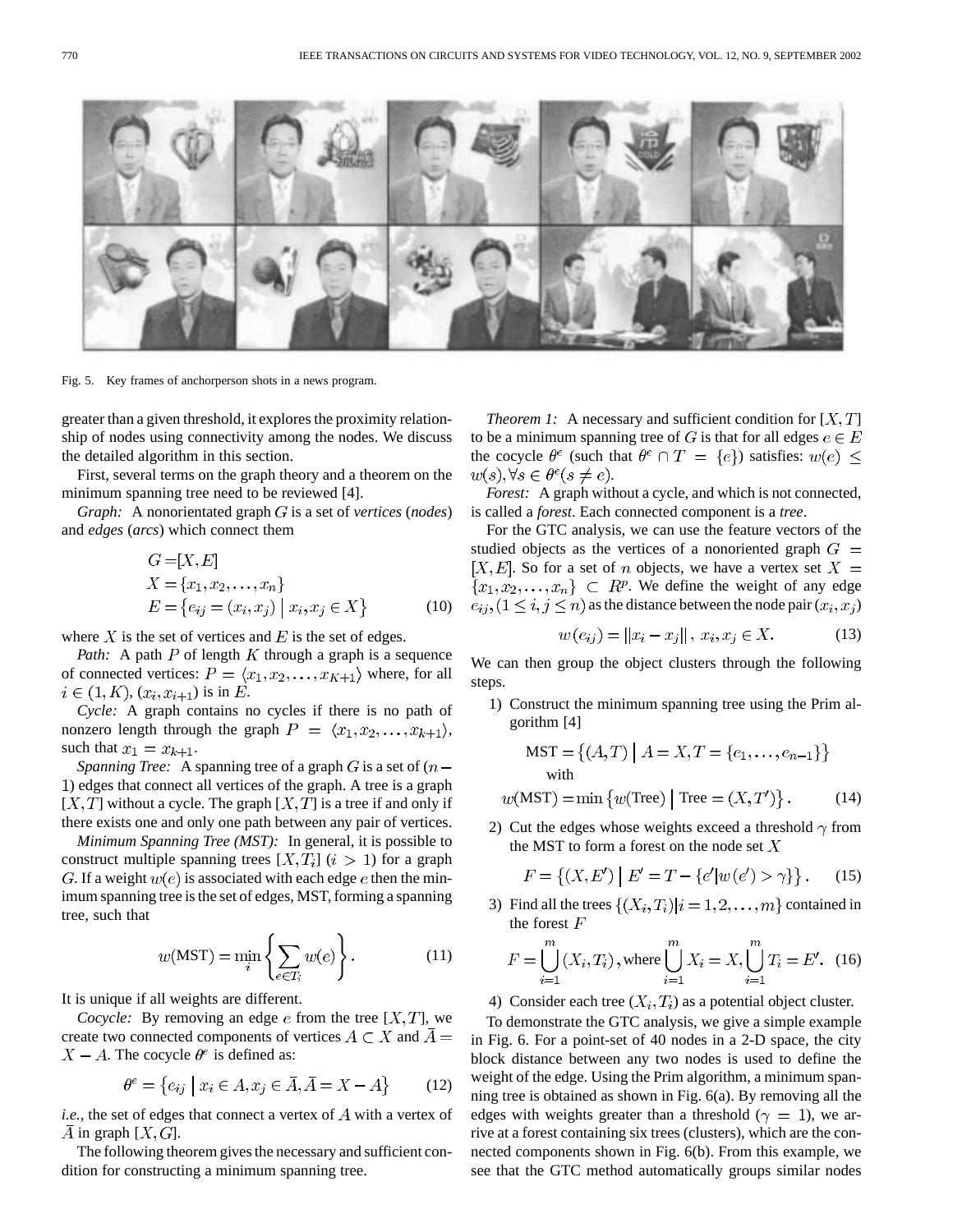Fig. 5. Key frames of anchorperson shots in a news program.

greater than a given threshold, it explores the proximity relationship of nodes using connectivity among the nodes. We discuss the detailed algorithm in this section.

First, several terms on the graph theory and a theorem on the minimum spanning tree need to be reviewed [4].

*Graph:* A nonorientated graph $G$ is a set of *vertices* (*nodes*) and *edges* (*arcs*) which connect them

$$
\begin{aligned}
G &= [X, E] \\
X &= \{x_1, x_2, \ldots, x_n\} \\
E &= \{e_{ij} = (x_i, x_j) \mid x_i, x_j \in X\}
\end{aligned} \tag{10}
$$

where $X$ is the set of vertices and $E$ is the set of edges.

*Path:* A path $P$ of length $K$ through a graph is a sequence of connected vertices: $P = \langle x_1, x_2, \ldots, x_{K+1} \rangle$ where, for all $i \in (1, K)$, $(x_i, x_{i+1})$ is in $E$.

*Cycle:* A graph contains no cycles if there is no path of nonzero length through the graph $P = \langle x_1, x_2, \ldots, x_{k+1} \rangle$, such that $x_1 = x_{k+1}$.

*Spanning Tree:* A spanning tree of a graph $G$ is a set of $(n-1)$ edges that connect all vertices of the graph. A tree is a graph $[X, T]$ without a cycle. The graph $[X, T]$ is a tree if and only if there exists one and only one path between any pair of vertices.

*Minimum Spanning Tree (MST):* In general, it is possible to construct multiple spanning trees $[X, T_i]$ $(i > 1)$ for a graph $G$. If a weight $w(e)$ is associated with each edge $e$ then the minimum spanning tree is the set of edges, MST, forming a spanning tree, such that

$$
w(\text{MST}) = \min_i \left\{ \sum_{e \in T_i} w(e) \right\}. \tag{11}
$$

It is unique if all weights are different.

*Cocycle:* By removing an edge $e$ from the tree $[X, T]$, we create two connected components of vertices $A \subset X$ and $\bar{A} = X - A$. The cocycle $\theta^e$ is defined as:

$$
\theta^e = \{e_{ij} \mid x_i \in A, x_j \in \bar{A}, \bar{A} = X - A\} \tag{12}
$$

*i.e.*, the set of edges that connect a vertex of $A$ with a vertex of $\bar{A}$ in graph $[X, G]$.

The following theorem gives the necessary and sufficient condition for constructing a minimum spanning tree.

*Theorem 1:* A necessary and sufficient condition for $[X, T]$ to be a minimum spanning tree of $G$ is that for all edges $e \in E$ the cocycle $\theta^e$ (such that $\theta^e \cap T = \{e\}$) satisfies: $w(e) \leq w(s), \forall s \in \theta^e (s \neq e)$.

*Forest:* A graph without a cycle, and which is not connected, is called a *forest*. Each connected component is a *tree*.

For the GTC analysis, we can use the feature vectors of the studied objects as the vertices of a nonoriented graph $G = [X, E]$. So for a set of $n$ objects, we have a vertex set $X = \{x_1, x_2, \ldots, x_n\} \subset R^p$. We define the weight of any edge $e_{ij}, (1 \leq i, j \leq n)$ as the distance between the node pair $(x_i, x_j)$

$$
w(e_{ij}) = \|x_i - x_j\|, \; x_i, x_j \in X. \tag{13}
$$

We can then group the object clusters through the following steps.

1) Construct the minimum spanning tree using the Prim algorithm [4]

$$
\begin{aligned}
&\text{MST} = \{(A, T) \mid A = X, T = \{e_1, \ldots, e_{n-1}\}\} \\
&\quad \text{with} \\
&w(\text{MST}) = \min \{w(\text{Tree}) \mid \text{Tree} = (X, T')\}.
\end{aligned} \tag{14}
$$

2) Cut the edges whose weights exceed a threshold $\gamma$ from the MST to form a forest on the node set $X$

$$
F = \{(X, E') \mid E' = T - \{e' \mid w(e') > \gamma\}\}. \tag{15}
$$

3) Find all the trees $\{(X_i, T_i) \mid i = 1, 2, \ldots, m\}$ contained in the forest $F$

$$
F = \bigcup_{i=1}^{m} (X_i, T_i), \text{where} \bigcup_{i=1}^{m} X_i = X, \bigcup_{i=1}^{m} T_i = E'. \tag{16}
$$

4) Consider each tree $(X_i, T_i)$ as a potential object cluster.

To demonstrate the GTC analysis, we give a simple example in Fig. 6. For a point-set of 40 nodes in a 2-D space, the city block distance between any two nodes is used to define the weight of the edge. Using the Prim algorithm, a minimum spanning tree is obtained as shown in Fig. 6(a). By removing all the edges with weights greater than a threshold ($\gamma = 1$), we arrive at a forest containing six trees (clusters), which are the connected components shown in Fig. 6(b). From this example, we see that the GTC method automatically groups similar nodes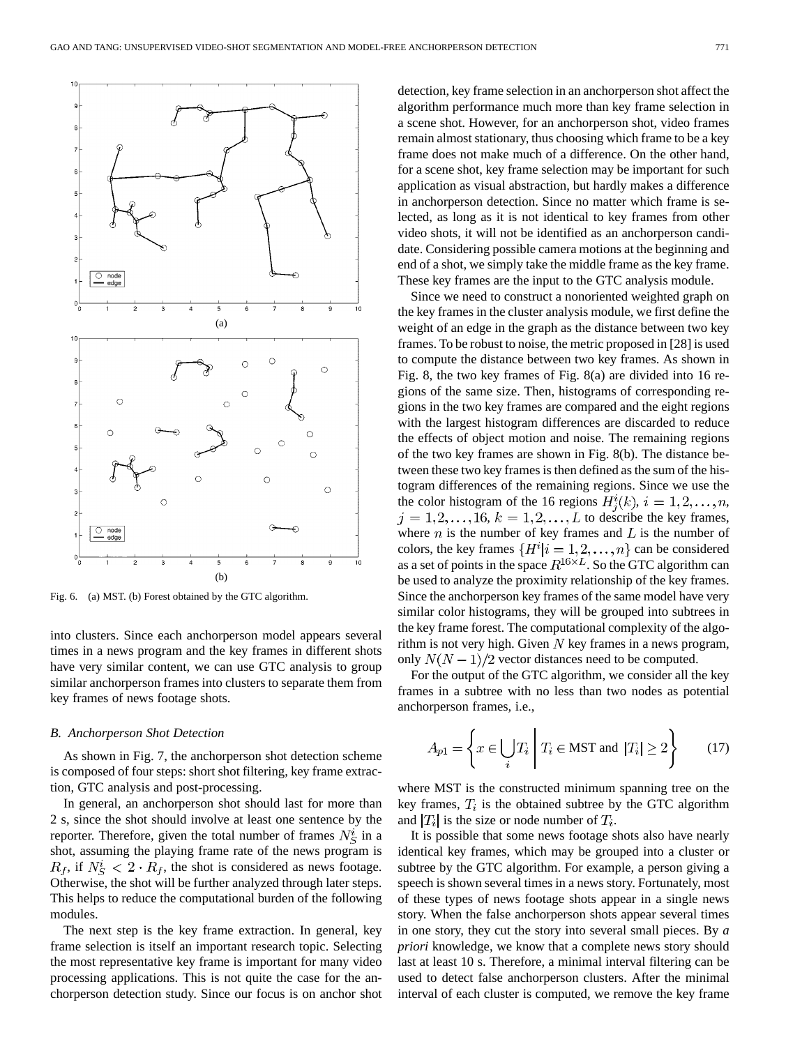Fig. 6. (a) MST. (b) Forest obtained by the GTC algorithm.

into clusters. Since each anchorperson model appears several times in a news program and the key frames in different shots have very similar content, we can use GTC analysis to group similar anchorperson frames into clusters to separate them from key frames of news footage shots.

### B. Anchorperson Shot Detection

As shown in Fig. 7, the anchorperson shot detection scheme is composed of four steps: short shot filtering, key frame extraction, GTC analysis and post-processing.

In general, an anchorperson shot should last for more than 2 s, since the shot should involve at least one sentence by the reporter. Therefore, given the total number of frames $N_S^i$ in a shot, assuming the playing frame rate of the news program is $R_f$, if $N_S^i < 2 \cdot R_f$, the shot is considered as news footage. Otherwise, the shot will be further analyzed through later steps. This helps to reduce the computational burden of the following modules.

The next step is the key frame extraction. In general, key frame selection is itself an important research topic. Selecting the most representative key frame is important for many video processing applications. This is not quite the case for the anchorperson detection study. Since our focus is on anchor shot detection, key frame selection in an anchorperson shot affect the algorithm performance much more than key frame selection in a scene shot. However, for an anchorperson shot, video frames remain almost stationary, thus choosing which frame to be a key frame does not make much of a difference. On the other hand, for a scene shot, key frame selection may be important for such application as visual abstraction, but hardly makes a difference in anchorperson detection. Since no matter which frame is selected, as long as it is not identical to key frames from other video shots, it will not be identified as an anchorperson candidate. Considering possible camera motions at the beginning and end of a shot, we simply take the middle frame as the key frame. These key frames are the input to the GTC analysis module.

Since we need to construct a nonoriented weighted graph on the key frames in the cluster analysis module, we first define the weight of an edge in the graph as the distance between two key frames. To be robust to noise, the metric proposed in [28] is used to compute the distance between two key frames. As shown in Fig. 8, the two key frames of Fig. 8(a) are divided into 16 regions of the same size. Then, histograms of corresponding regions in the two key frames are compared and the eight regions with the largest histogram differences are discarded to reduce the effects of object motion and noise. The remaining regions of the two key frames are shown in Fig. 8(b). The distance between these two key frames is then defined as the sum of the histogram differences of the remaining regions. Since we use the the color histogram of the 16 regions $H_j^i(k)$, $i = 1, 2, \ldots, n$, $j = 1, 2, \ldots, 16$, $k = 1, 2, \ldots, L$ to describe the key frames, where $n$ is the number of key frames and $L$ is the number of colors, the key frames $\{H^i | i = 1, 2, \ldots, n\}$ can be considered as a set of points in the space $R^{16 \times L}$. So the GTC algorithm can be used to analyze the proximity relationship of the key frames. Since the anchorperson key frames of the same model have very similar color histograms, they will be grouped into subtrees in the key frame forest. The computational complexity of the algorithm is not very high. Given $N$ key frames in a news program, only $N(N-1)/2$ vector distances need to be computed.

For the output of the GTC algorithm, we consider all the key frames in a subtree with no less than two nodes as potential anchorperson frames, i.e.,

$$A_{p1} = \left\{ x \in \bigcup_i T_i \;\middle|\; T_i \in \text{MST and } |T_i| \geq 2 \right\} \tag{17}$$

where MST is the constructed minimum spanning tree on the key frames, $T_i$ is the obtained subtree by the GTC algorithm and $|T_i|$ is the size or node number of $T_i$.

It is possible that some news footage shots also have nearly identical key frames, which may be grouped into a cluster or subtree by the GTC algorithm. For example, a person giving a speech is shown several times in a news story. Fortunately, most of these types of news footage shots appear in a single news story. When the false anchorperson shots appear several times in one story, they cut the story into several small pieces. By *a priori* knowledge, we know that a complete news story should last at least 10 s. Therefore, a minimal interval filtering can be used to detect false anchorperson clusters. After the minimal interval of each cluster is computed, we remove the key frame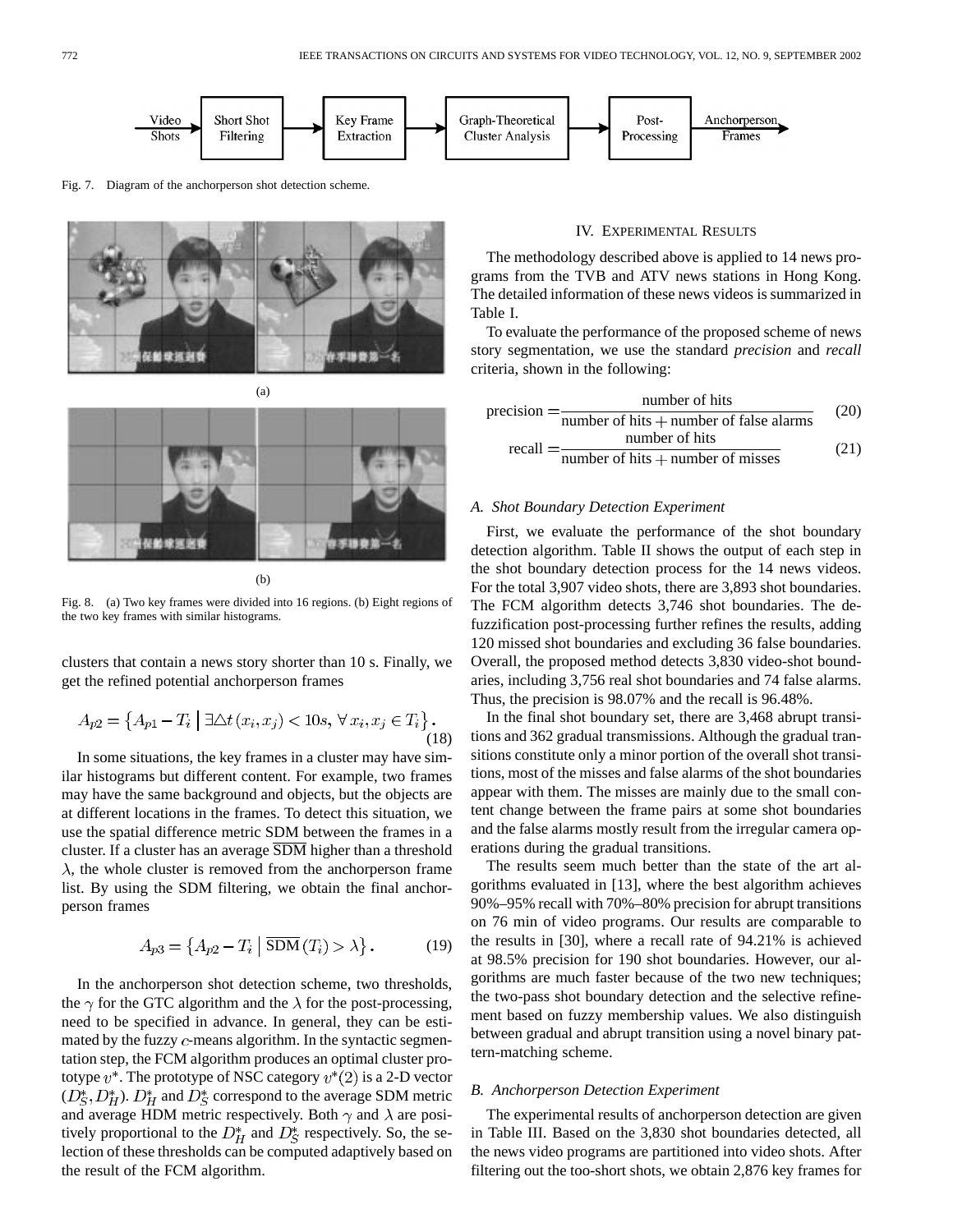Video Shots → Short Shot Filtering → Key Frame Extraction → Graph-Theoretical Cluster Analysis → Post-Processing → Anchorperson Frames

Fig. 7. Diagram of the anchorperson shot detection scheme.

(a)

(b)

Fig. 8. (a) Two key frames were divided into 16 regions. (b) Eight regions of the two key frames with similar histograms.

clusters that contain a news story shorter than 10 s. Finally, we get the refined potential anchorperson frames

$$A_{p2} = \left\{ A_{p1} - T_i \mid \exists \triangle t(x_i, x_j) < 10s, \forall x_i, x_j \in T_i \right\}. \tag{18}$$

In some situations, the key frames in a cluster may have similar histograms but different content. For example, two frames may have the same background and objects, but the objects are at different locations in the frames. To detect this situation, we use the spatial difference metric SDM between the frames in a cluster. If a cluster has an average $\overline{\text{SDM}}$ higher than a threshold $\lambda$, the whole cluster is removed from the anchorperson frame list. By using the SDM filtering, we obtain the final anchorperson frames

$$A_{p3} = \left\{ A_{p2} - T_i \mid \overline{\text{SDM}}(T_i) > \lambda \right\}. \tag{19}$$

In the anchorperson shot detection scheme, two thresholds, the $\gamma$ for the GTC algorithm and the $\lambda$ for the post-processing, need to be specified in advance. In general, they can be estimated by the fuzzy $c$-means algorithm. In the syntactic segmentation step, the FCM algorithm produces an optimal cluster prototype $v^*$. The prototype of NSC category $v^*(2)$ is a 2-D vector $(D_S^*, D_H^*)$. $D_H^*$ and $D_S^*$ correspond to the average SDM metric and average HDM metric respectively. Both $\gamma$ and $\lambda$ are positively proportional to the $D_H^*$ and $D_S^*$ respectively. So, the selection of these thresholds can be computed adaptively based on the result of the FCM algorithm.

## IV. Experimental Results

The methodology described above is applied to 14 news programs from the TVB and ATV news stations in Hong Kong. The detailed information of these news videos is summarized in Table I.

To evaluate the performance of the proposed scheme of news story segmentation, we use the standard *precision* and *recall* criteria, shown in the following:

$$\text{precision} = \frac{\text{number of hits}}{\text{number of hits} + \text{number of false alarms}} \tag{20}$$

$$\text{recall} = \frac{\text{number of hits}}{\text{number of hits} + \text{number of misses}} \tag{21}$$

### *A. Shot Boundary Detection Experiment*

First, we evaluate the performance of the shot boundary detection algorithm. Table II shows the output of each step in the shot boundary detection process for the 14 news videos. For the total 3,907 video shots, there are 3,893 shot boundaries. The FCM algorithm detects 3,746 shot boundaries. The defuzzification post-processing further refines the results, adding 120 missed shot boundaries and excluding 36 false boundaries. Overall, the proposed method detects 3,830 video-shot boundaries, including 3,756 real shot boundaries and 74 false alarms. Thus, the precision is 98.07% and the recall is 96.48%.

In the final shot boundary set, there are 3,468 abrupt transitions and 362 gradual transmissions. Although the gradual transitions constitute only a minor portion of the overall shot transitions, most of the misses and false alarms of the shot boundaries appear with them. The misses are mainly due to the small content change between the frame pairs at some shot boundaries and the false alarms mostly result from the irregular camera operations during the gradual transitions.

The results seem much better than the state of the art algorithms evaluated in [13], where the best algorithm achieves 90%–95% recall with 70%–80% precision for abrupt transitions on 76 min of video programs. Our results are comparable to the results in [30], where a recall rate of 94.21% is achieved at 98.5% precision for 190 shot boundaries. However, our algorithms are much faster because of the two new techniques; the two-pass shot boundary detection and the selective refinement based on fuzzy membership values. We also distinguish between gradual and abrupt transition using a novel binary pattern-matching scheme.

### *B. Anchorperson Detection Experiment*

The experimental results of anchorperson detection are given in Table III. Based on the 3,830 shot boundaries detected, all the news video programs are partitioned into video shots. After filtering out the too-short shots, we obtain 2,876 key frames for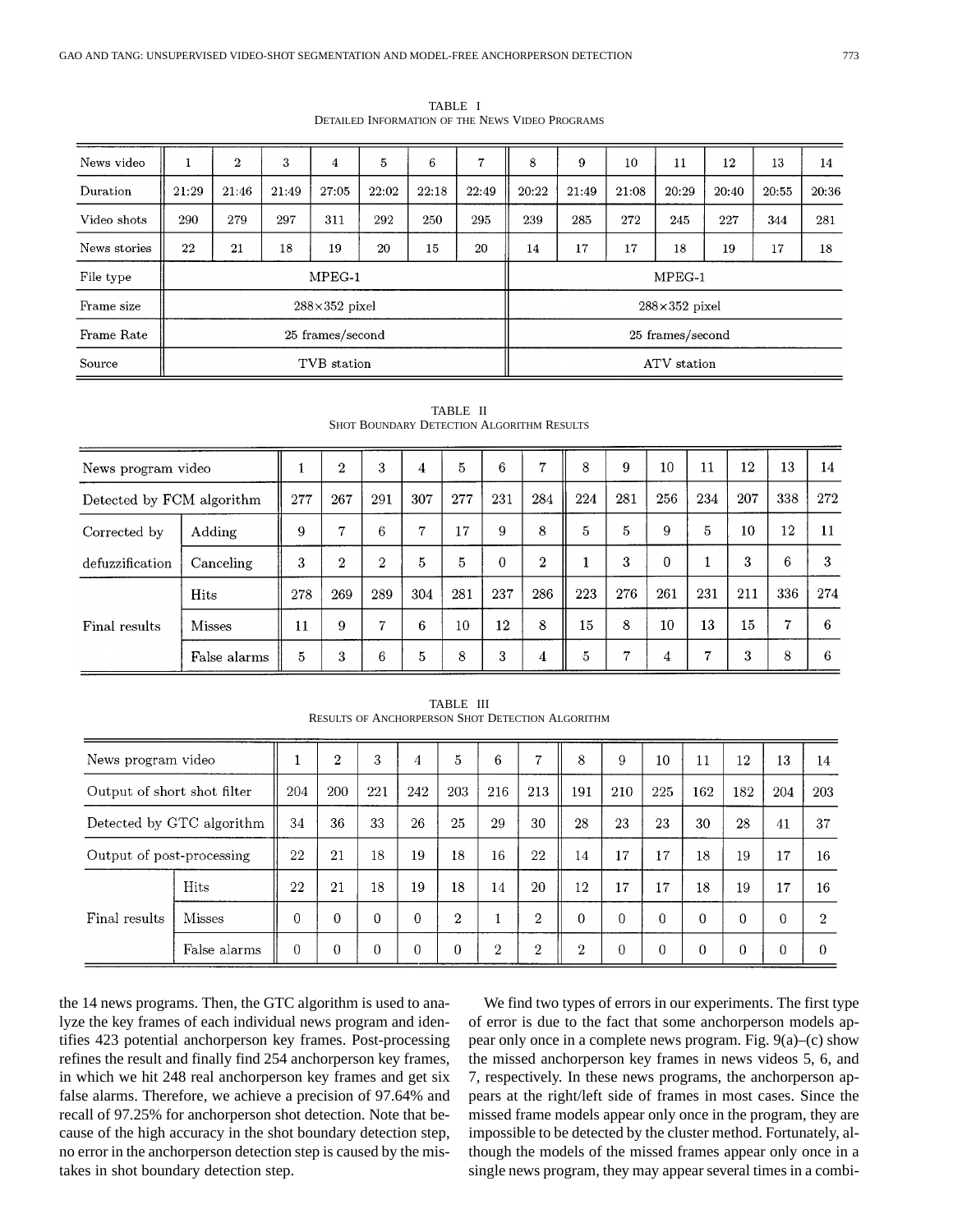TABLE I
DETAILED INFORMATION OF THE NEWS VIDEO PROGRAMS

| News video | 1 | 2 | 3 | 4 | 5 | 6 | 7 | 8 | 9 | 10 | 11 | 12 | 13 | 14 |
|---|---|---|---|---|---|---|---|---|---|---|---|---|---|---|
| Duration | 21:29 | 21:46 | 21:49 | 27:05 | 22:02 | 22:18 | 22:49 | 20:22 | 21:49 | 21:08 | 20:29 | 20:40 | 20:55 | 20:36 |
| Video shots | 290 | 279 | 297 | 311 | 292 | 250 | 295 | 239 | 285 | 272 | 245 | 227 | 344 | 281 |
| News stories | 22 | 21 | 18 | 19 | 20 | 15 | 20 | 14 | 17 | 17 | 18 | 19 | 17 | 18 |
| File type | MPEG-1 | | | | | | | MPEG-1 | | | | | | |
| Frame size | 288×352 pixel | | | | | | | 288×352 pixel | | | | | | |
| Frame Rate | 25 frames/second | | | | | | | 25 frames/second | | | | | | |
| Source | TVB station | | | | | | | ATV station | | | | | | |

TABLE II
SHOT BOUNDARY DETECTION ALGORITHM RESULTS

| News program video | | 1 | 2 | 3 | 4 | 5 | 6 | 7 | 8 | 9 | 10 | 11 | 12 | 13 | 14 |
|---|---|---|---|---|---|---|---|---|---|---|---|---|---|---|---|
| Detected by FCM algorithm | | 277 | 267 | 291 | 307 | 277 | 231 | 284 | 224 | 281 | 256 | 234 | 207 | 338 | 272 |
| Corrected by defuzzification | Adding | 9 | 7 | 6 | 7 | 17 | 9 | 8 | 5 | 5 | 9 | 5 | 10 | 12 | 11 |
| | Canceling | 3 | 2 | 2 | 5 | 5 | 0 | 2 | 1 | 3 | 0 | 1 | 3 | 6 | 3 |
| Final results | Hits | 278 | 269 | 289 | 304 | 281 | 237 | 286 | 223 | 276 | 261 | 231 | 211 | 336 | 274 |
| | Misses | 11 | 9 | 7 | 6 | 10 | 12 | 8 | 15 | 8 | 10 | 13 | 15 | 7 | 6 |
| | False alarms | 5 | 3 | 6 | 5 | 8 | 3 | 4 | 5 | 7 | 4 | 7 | 3 | 8 | 6 |

TABLE III
RESULTS OF ANCHORPERSON SHOT DETECTION ALGORITHM

| News program video | | 1 | 2 | 3 | 4 | 5 | 6 | 7 | 8 | 9 | 10 | 11 | 12 | 13 | 14 |
|---|---|---|---|---|---|---|---|---|---|---|---|---|---|---|---|
| Output of short shot filter | | 204 | 200 | 221 | 242 | 203 | 216 | 213 | 191 | 210 | 225 | 162 | 182 | 204 | 203 |
| Detected by GTC algorithm | | 34 | 36 | 33 | 26 | 25 | 29 | 30 | 28 | 23 | 23 | 30 | 28 | 41 | 37 |
| Output of post-processing | | 22 | 21 | 18 | 19 | 18 | 16 | 22 | 14 | 17 | 17 | 18 | 19 | 17 | 16 |
| Final results | Hits | 22 | 21 | 18 | 19 | 18 | 14 | 20 | 12 | 17 | 17 | 18 | 19 | 17 | 16 |
| | Misses | 0 | 0 | 0 | 0 | 2 | 1 | 2 | 0 | 0 | 0 | 0 | 0 | 0 | 2 |
| | False alarms | 0 | 0 | 0 | 0 | 0 | 2 | 2 | 2 | 0 | 0 | 0 | 0 | 0 | 0 |

the 14 news programs. Then, the GTC algorithm is used to analyze the key frames of each individual news program and identifies 423 potential anchorperson key frames. Post-processing refines the result and finally find 254 anchorperson key frames, in which we hit 248 real anchorperson key frames and get six false alarms. Therefore, we achieve a precision of 97.64% and recall of 97.25% for anchorperson shot detection. Note that because of the high accuracy in the shot boundary detection step, no error in the anchorperson detection step is caused by the mistakes in shot boundary detection step.

We find two types of errors in our experiments. The first type of error is due to the fact that some anchorperson models appear only once in a complete news program. Fig. 9(a)–(c) show the missed anchorperson key frames in news videos 5, 6, and 7, respectively. In these news programs, the anchorperson appears at the right/left side of frames in most cases. Since the missed frame models appear only once in the program, they are impossible to be detected by the cluster method. Fortunately, although the models of the missed frames appear only once in a single news program, they may appear several times in a combi-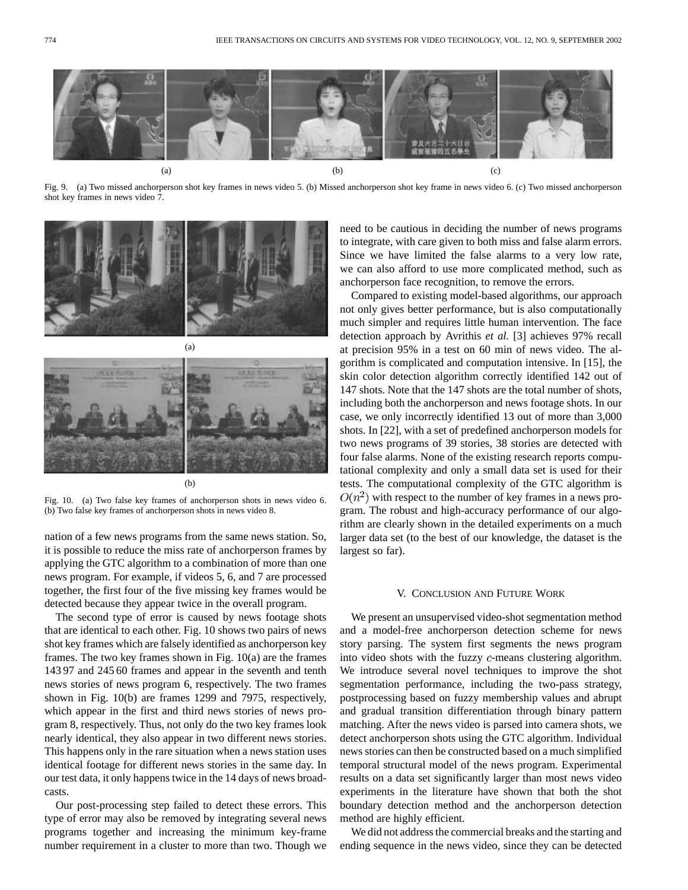(a) (b) (c)

Fig. 9. (a) Two missed anchorperson shot key frames in news video 5. (b) Missed anchorperson shot key frame in news video 6. (c) Two missed anchorperson shot key frames in news video 7.

(a)

(b)

Fig. 10. (a) Two false key frames of anchorperson shots in news video 6. (b) Two false key frames of anchorperson shots in news video 8.

nation of a few news programs from the same news station. So, it is possible to reduce the miss rate of anchorperson frames by applying the GTC algorithm to a combination of more than one news program. For example, if videos 5, 6, and 7 are processed together, the first four of the five missing key frames would be detected because they appear twice in the overall program.

The second type of error is caused by news footage shots that are identical to each other. Fig. 10 shows two pairs of news shot key frames which are falsely identified as anchorperson key frames. The two key frames shown in Fig. 10(a) are the frames 143 97 and 245 60 frames and appear in the seventh and tenth news stories of news program 6, respectively. The two frames shown in Fig. 10(b) are frames 1299 and 7975, respectively, which appear in the first and third news stories of news program 8, respectively. Thus, not only do the two key frames look nearly identical, they also appear in two different news stories. This happens only in the rare situation when a news station uses identical footage for different news stories in the same day. In our test data, it only happens twice in the 14 days of news broadcasts.

Our post-processing step failed to detect these errors. This type of error may also be removed by integrating several news programs together and increasing the minimum key-frame number requirement in a cluster to more than two. Though we need to be cautious in deciding the number of news programs to integrate, with care given to both miss and false alarm errors. Since we have limited the false alarms to a very low rate, we can also afford to use more complicated method, such as anchorperson face recognition, to remove the errors.

Compared to existing model-based algorithms, our approach not only gives better performance, but is also computationally much simpler and requires little human intervention. The face detection approach by Avrithis *et al.* [3] achieves 97% recall at precision 95% in a test on 60 min of news video. The algorithm is complicated and computation intensive. In [15], the skin color detection algorithm correctly identified 142 out of 147 shots. Note that the 147 shots are the total number of shots, including both the anchorperson and news footage shots. In our case, we only incorrectly identified 13 out of more than 3,000 shots. In [22], with a set of predefined anchorperson models for two news programs of 39 stories, 38 stories are detected with four false alarms. None of the existing research reports computational complexity and only a small data set is used for their tests. The computational complexity of the GTC algorithm is $O(n^2)$ with respect to the number of key frames in a news program. The robust and high-accuracy performance of our algorithm are clearly shown in the detailed experiments on a much larger data set (to the best of our knowledge, the dataset is the largest so far).

## V. Conclusion and Future Work

We present an unsupervised video-shot segmentation method and a model-free anchorperson detection scheme for news story parsing. The system first segments the news program into video shots with the fuzzy $c$-means clustering algorithm. We introduce several novel techniques to improve the shot segmentation performance, including the two-pass strategy, postprocessing based on fuzzy membership values and abrupt and gradual transition differentiation through binary pattern matching. After the news video is parsed into camera shots, we detect anchorperson shots using the GTC algorithm. Individual news stories can then be constructed based on a much simplified temporal structural model of the news program. Experimental results on a data set significantly larger than most news video experiments in the literature have shown that both the shot boundary detection method and the anchorperson detection method are highly efficient.

We did not address the commercial breaks and the starting and ending sequence in the news video, since they can be detected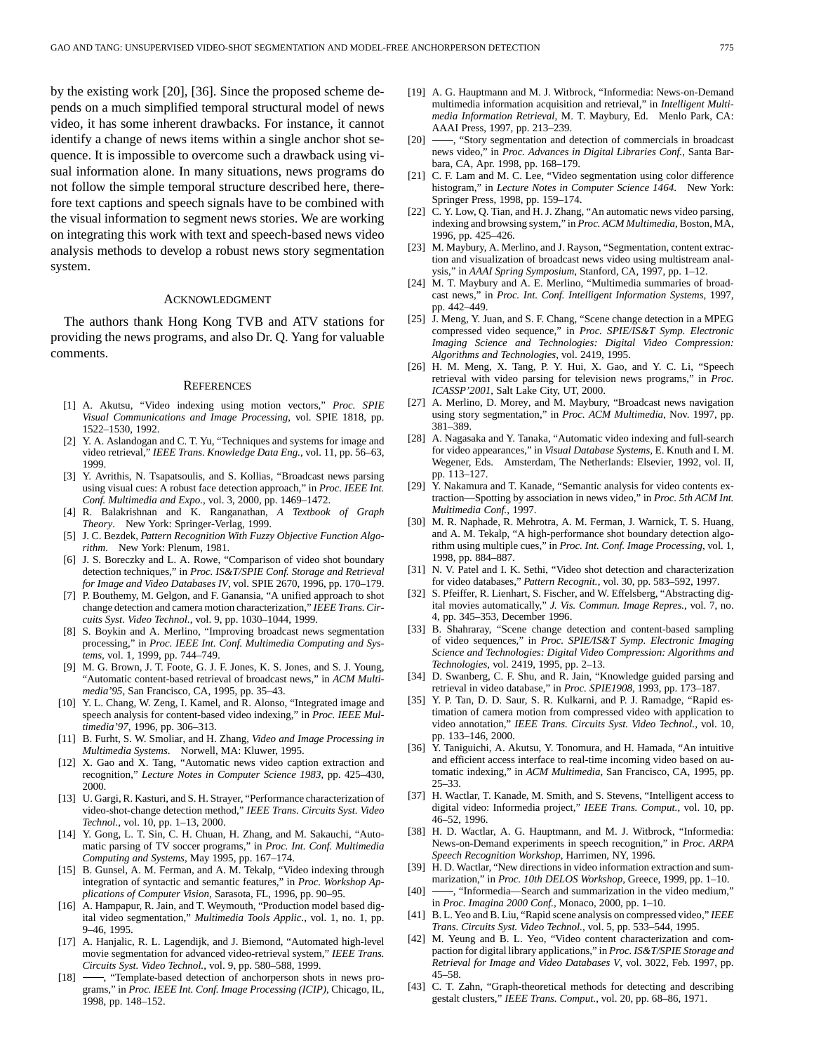by the existing work [20], [36]. Since the proposed scheme depends on a much simplified temporal structural model of news video, it has some inherent drawbacks. For instance, it cannot identify a change of news items within a single anchor shot sequence. It is impossible to overcome such a drawback using visual information alone. In many situations, news programs do not follow the simple temporal structure described here, therefore text captions and speech signals have to be combined with the visual information to segment news stories. We are working on integrating this work with text and speech-based news video analysis methods to develop a robust news story segmentation system.

## Acknowledgment

The authors thank Hong Kong TVB and ATV stations for providing the news programs, and also Dr. Q. Yang for valuable comments.

## References

[1] A. Akutsu, "Video indexing using motion vectors," *Proc. SPIE Visual Communications and Image Processing*, vol. SPIE 1818, pp. 1522–1530, 1992.

[2] Y. A. Aslandogan and C. T. Yu, "Techniques and systems for image and video retrieval," *IEEE Trans. Knowledge Data Eng.*, vol. 11, pp. 56–63, 1999.

[3] Y. Avrithis, N. Tsapatsoulis, and S. Kollias, "Broadcast news parsing using visual cues: A robust face detection approach," in *Proc. IEEE Int. Conf. Multimedia and Expo.*, vol. 3, 2000, pp. 1469–1472.

[4] R. Balakrishnan and K. Ranganathan, *A Textbook of Graph Theory*. New York: Springer-Verlag, 1999.

[5] J. C. Bezdek, *Pattern Recognition With Fuzzy Objective Function Algorithm*. New York: Plenum, 1981.

[6] J. S. Boreczky and L. A. Rowe, "Comparison of video shot boundary detection techniques," in *Proc. IS&T/SPIE Conf. Storage and Retrieval for Image and Video Databases IV*, vol. SPIE 2670, 1996, pp. 170–179.

[7] P. Bouthemy, M. Gelgon, and F. Ganansia, "A unified approach to shot change detection and camera motion characterization," *IEEE Trans. Circuits Syst. Video Technol.*, vol. 9, pp. 1030–1044, 1999.

[8] S. Boykin and A. Merlino, "Improving broadcast news segmentation processing," in *Proc. IEEE Int. Conf. Multimedia Computing and Systems*, vol. 1, 1999, pp. 744–749.

[9] M. G. Brown, J. T. Foote, G. J. F. Jones, K. S. Jones, and S. J. Young, "Automatic content-based retrieval of broadcast news," in *ACM Multimedia'95*, San Francisco, CA, 1995, pp. 35–43.

[10] Y. L. Chang, W. Zeng, I. Kamel, and R. Alonso, "Integrated image and speech analysis for content-based video indexing," in *Proc. IEEE Multimedia'97*, 1996, pp. 306–313.

[11] B. Furht, S. W. Smoliar, and H. Zhang, *Video and Image Processing in Multimedia Systems*. Norwell, MA: Kluwer, 1995.

[12] X. Gao and X. Tang, "Automatic news video caption extraction and recognition," *Lecture Notes in Computer Science 1983*, pp. 425–430, 2000.

[13] U. Gargi, R. Kasturi, and S. H. Strayer, "Performance characterization of video-shot-change detection method," *IEEE Trans. Circuits Syst. Video Technol.*, vol. 10, pp. 1–13, 2000.

[14] Y. Gong, L. T. Sin, C. H. Chuan, H. Zhang, and M. Sakauchi, "Automatic parsing of TV soccer programs," in *Proc. Int. Conf. Multimedia Computing and Systems*, May 1995, pp. 167–174.

[15] B. Gunsel, A. M. Ferman, and A. M. Tekalp, "Video indexing through integration of syntactic and semantic features," in *Proc. Workshop Applications of Computer Vision*, Sarasota, FL, 1996, pp. 90–95.

[16] A. Hampapur, R. Jain, and T. Weymouth, "Production model based digital video segmentation," *Multimedia Tools Applic.*, vol. 1, no. 1, pp. 9–46, 1995.

[17] A. Hanjalic, R. L. Lagendijk, and J. Biemond, "Automated high-level movie segmentation for advanced video-retrieval system," *IEEE Trans. Circuits Syst. Video Technol.*, vol. 9, pp. 580–588, 1999.

[18] ——, "Template-based detection of anchorperson shots in news programs," in *Proc. IEEE Int. Conf. Image Processing (ICIP)*, Chicago, IL, 1998, pp. 148–152.

[19] A. G. Hauptmann and M. J. Witbrock, "Informedia: News-on-Demand multimedia information acquisition and retrieval," in *Intelligent Multimedia Information Retrieval*, M. T. Maybury, Ed. Menlo Park, CA: AAAI Press, 1997, pp. 213–239.

[20] ——, "Story segmentation and detection of commercials in broadcast news video," in *Proc. Advances in Digital Libraries Conf.*, Santa Barbara, CA, Apr. 1998, pp. 168–179.

[21] C. F. Lam and M. C. Lee, "Video segmentation using color difference histogram," in *Lecture Notes in Computer Science 1464*. New York: Springer Press, 1998, pp. 159–174.

[22] C. Y. Low, Q. Tian, and H. J. Zhang, "An automatic news video parsing, indexing and browsing system," in *Proc. ACM Multimedia*, Boston, MA, 1996, pp. 425–426.

[23] M. Maybury, A. Merlino, and J. Rayson, "Segmentation, content extraction and visualization of broadcast news video using multistream analysis," in *AAAI Spring Symposium*, Stanford, CA, 1997, pp. 1–12.

[24] M. T. Maybury and A. E. Merlino, "Multimedia summaries of broadcast news," in *Proc. Int. Conf. Intelligent Information Systems*, 1997, pp. 442–449.

[25] J. Meng, Y. Juan, and S. F. Chang, "Scene change detection in a MPEG compressed video sequence," in *Proc. SPIE/IS&T Symp. Electronic Imaging Science and Technologies: Digital Video Compression: Algorithms and Technologies*, vol. 2419, 1995.

[26] H. M. Meng, X. Tang, P. Y. Hui, X. Gao, and Y. C. Li, "Speech retrieval with video parsing for television news programs," in *Proc. ICASSP'2001*, Salt Lake City, UT, 2000.

[27] A. Merlino, D. Morey, and M. Maybury, "Broadcast news navigation using story segmentation," in *Proc. ACM Multimedia*, Nov. 1997, pp. 381–389.

[28] A. Nagasaka and Y. Tanaka, "Automatic video indexing and full-search for video appearances," in *Visual Database Systems*, E. Knuth and I. M. Wegener, Eds. Amsterdam, The Netherlands: Elsevier, 1992, vol. II, pp. 113–127.

[29] Y. Nakamura and T. Kanade, "Semantic analysis for video contents extraction—Spotting by association in news video," in *Proc. 5th ACM Int. Multimedia Conf.*, 1997.

[30] M. R. Naphade, R. Mehrotra, A. M. Ferman, J. Warnick, T. S. Huang, and A. M. Tekalp, "A high-performance shot boundary detection algorithm using multiple cues," in *Proc. Int. Conf. Image Processing*, vol. 1, 1998, pp. 884–887.

[31] N. V. Patel and I. K. Sethi, "Video shot detection and characterization for video databases," *Pattern Recognit.*, vol. 30, pp. 583–592, 1997.

[32] S. Pfeiffer, R. Lienhart, S. Fischer, and W. Effelsberg, "Abstracting digital movies automatically," *J. Vis. Commun. Image Repres.*, vol. 7, no. 4, pp. 345–353, December 1996.

[33] B. Shahraray, "Scene change detection and content-based sampling of video sequences," in *Proc. SPIE/IS&T Symp. Electronic Imaging Science and Technologies: Digital Video Compression: Algorithms and Technologies*, vol. 2419, 1995, pp. 2–13.

[34] D. Swanberg, C. F. Shu, and R. Jain, "Knowledge guided parsing and retrieval in video database," in *Proc. SPIE1908*, 1993, pp. 173–187.

[35] Y. P. Tan, D. D. Saur, S. R. Kulkarni, and P. J. Ramadge, "Rapid estimation of camera motion from compressed video with application to video annotation," *IEEE Trans. Circuits Syst. Video Technol.*, vol. 10, pp. 133–146, 2000.

[36] Y. Taniguichi, A. Akutsu, Y. Tonomura, and H. Hamada, "An intuitive and efficient access interface to real-time incoming video based on automatic indexing," in *ACM Multimedia*, San Francisco, CA, 1995, pp. 25–33.

[37] H. Wactlar, T. Kanade, M. Smith, and S. Stevens, "Intelligent access to digital video: Informedia project," *IEEE Trans. Comput.*, vol. 10, pp. 46–52, 1996.

[38] H. D. Wactlar, A. G. Hauptmann, and M. J. Witbrock, "Informedia: News-on-Demand experiments in speech recognition," in *Proc. ARPA Speech Recognition Workshop*, Harrimen, NY, 1996.

[39] H. D. Wactlar, "New directions in video information extraction and summarization," in *Proc. 10th DELOS Workshop*, Greece, 1999, pp. 1–10.

[40] ——, "Informedia—Search and summarization in the video medium," in *Proc. Imagina 2000 Conf.*, Monaco, 2000, pp. 1–10.

[41] B. L. Yeo and B. Liu, "Rapid scene analysis on compressed video," *IEEE Trans. Circuits Syst. Video Technol.*, vol. 5, pp. 533–544, 1995.

[42] M. Yeung and B. L. Yeo, "Video content characterization and compaction for digital library applications," in *Proc. IS&T/SPIE Storage and Retrieval for Image and Video Databases V*, vol. 3022, Feb. 1997, pp. 45–58.

[43] C. T. Zahn, "Graph-theoretical methods for detecting and describing gestalt clusters," *IEEE Trans. Comput.*, vol. 20, pp. 68–86, 1971.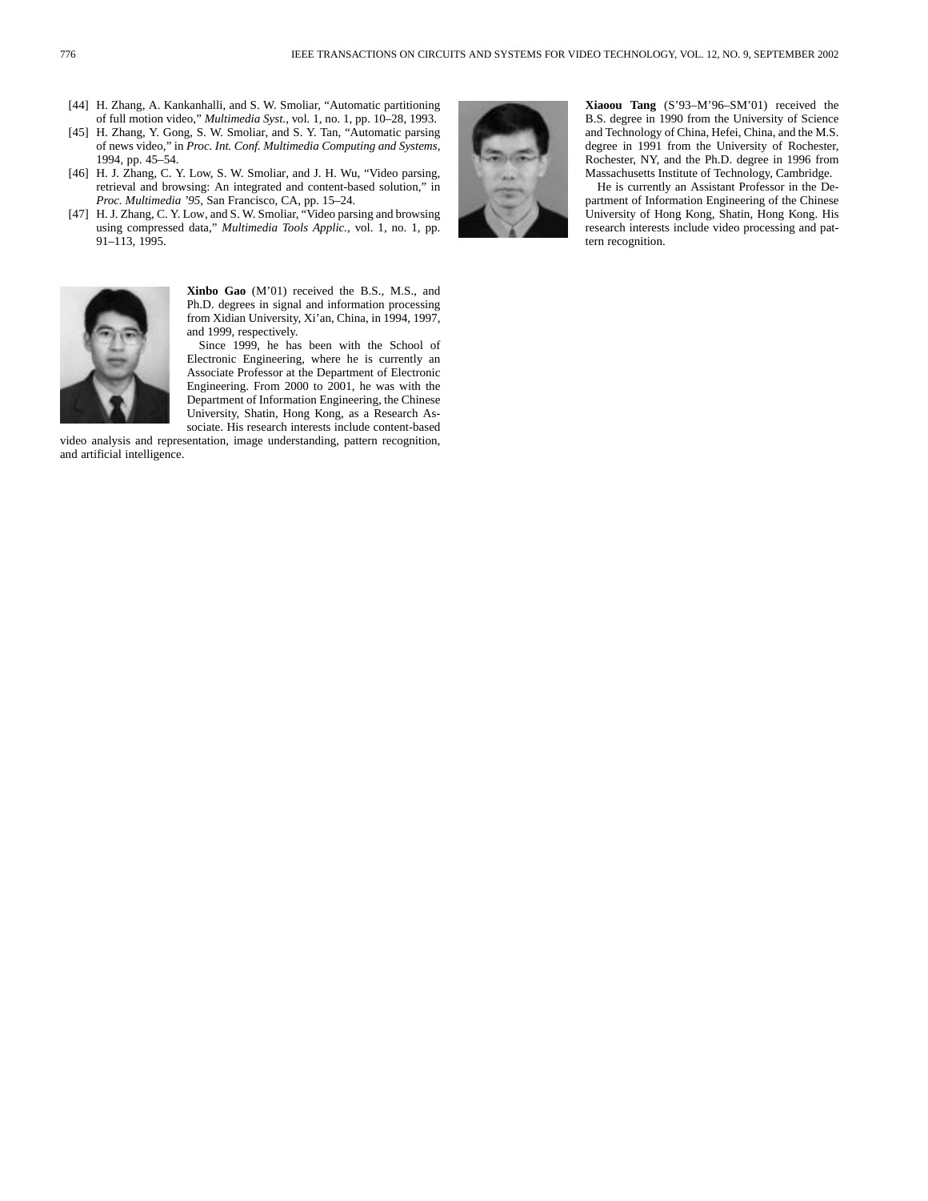[44] H. Zhang, A. Kankanhalli, and S. W. Smoliar, "Automatic partitioning of full motion video," *Multimedia Syst.*, vol. 1, no. 1, pp. 10–28, 1993.

[45] H. Zhang, Y. Gong, S. W. Smoliar, and S. Y. Tan, "Automatic parsing of news video," in *Proc. Int. Conf. Multimedia Computing and Systems*, 1994, pp. 45–54.

[46] H. J. Zhang, C. Y. Low, S. W. Smoliar, and J. H. Wu, "Video parsing, retrieval and browsing: An integrated and content-based solution," in *Proc. Multimedia '95*, San Francisco, CA, pp. 15–24.

[47] H. J. Zhang, C. Y. Low, and S. W. Smoliar, "Video parsing and browsing using compressed data," *Multimedia Tools Applic.*, vol. 1, no. 1, pp. 91–113, 1995.

**Xinbo Gao** (M'01) received the B.S., M.S., and Ph.D. degrees in signal and information processing from Xidian University, Xi'an, China, in 1994, 1997, and 1999, respectively.

Since 1999, he has been with the School of Electronic Engineering, where he is currently an Associate Professor at the Department of Electronic Engineering. From 2000 to 2001, he was with the Department of Information Engineering, the Chinese University, Shatin, Hong Kong, as a Research Associate. His research interests include content-based video analysis and representation, image understanding, pattern recognition, and artificial intelligence.

**Xiaoou Tang** (S'93–M'96–SM'01) received the B.S. degree in 1990 from the University of Science and Technology of China, Hefei, China, and the M.S. degree in 1991 from the University of Rochester, Rochester, NY, and the Ph.D. degree in 1996 from Massachusetts Institute of Technology, Cambridge.

He is currently an Assistant Professor in the Department of Information Engineering of the Chinese University of Hong Kong, Shatin, Hong Kong. His research interests include video processing and pattern recognition.